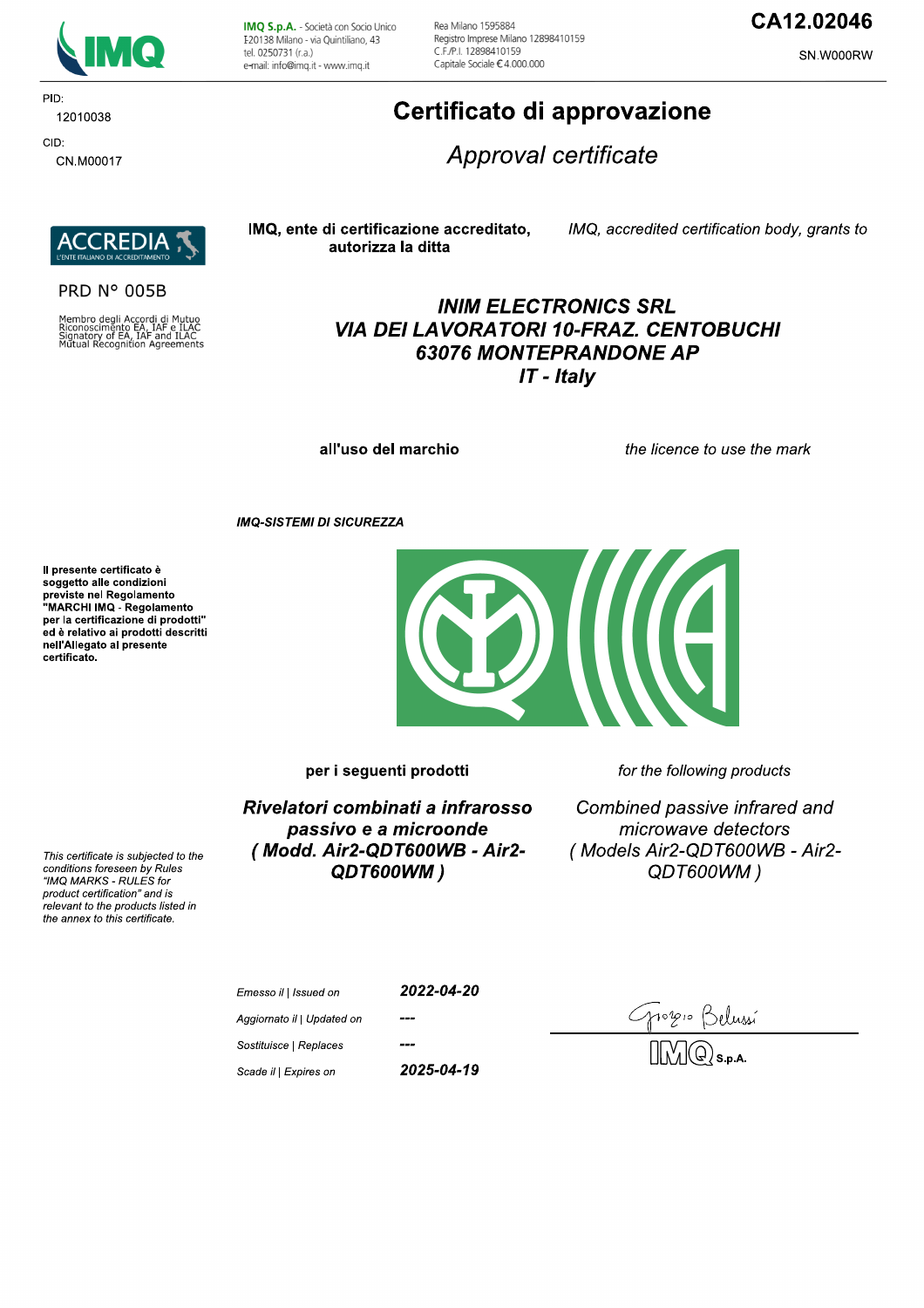IMQ S.p.A. - Società con Socio Unico
I-20138 Milano - via Quintiliano, 43
tel. 0250731 (r.a.)
e-mail: info@imq.it - www.imq.it

Rea Milano 1595884
Registro Imprese Milano 12898410159
C.F./P.I. 12898410159
Capitale Sociale € 4.000.000

**CA12.02046**

SN.W000RW

PID:
12010038

CID:
CN.M00017

# Certificato di approvazione

## *Approval certificate*

ACCREDIA – L'ENTE ITALIANO DI ACCREDITAMENTO

PRD N° 005B

Membro degli Accordi di Mutuo Riconoscimento EA, IAF e ILAC
Signatory of EA, IAF and ILAC Mutual Recognition Agreements

**IMQ, ente di certificazione accreditato, autorizza la ditta**

*IMQ, accredited certification body, grants to*

***INIM ELECTRONICS SRL***
***VIA DEI LAVORATORI 10-FRAZ. CENTOBUCHI***
***63076 MONTEPRANDONE AP***
***IT - Italy***

**all'uso del marchio**

*the licence to use the mark*

***IMQ-SISTEMI DI SICUREZZA***

**Il presente certificato è soggetto alle condizioni previste nel Regolamento "MARCHI IMQ - Regolamento per la certificazione di prodotti" ed è relativo ai prodotti descritti nell'Allegato al presente certificato.**

*This certificate is subjected to the conditions foreseen by Rules "IMQ MARKS - RULES for product certification" and is relevant to the products listed in the annex to this certificate.*

**per i seguenti prodotti**

*for the following products*

***Rivelatori combinati a infrarosso passivo e a microonde ( Modd. Air2-QDT600WB - Air2-QDT600WM )***

*Combined passive infrared and microwave detectors ( Models Air2-QDT600WB - Air2-QDT600WM )*

| | |
|---|---|
| *Emesso il \| Issued on* | ***2022-04-20*** |
| *Aggiornato il \| Updated on* | **---** |
| *Sostituisce \| Replaces* | **---** |
| *Scade il \| Expires on* | ***2025-04-19*** |

Giorgio Belussi
IMQ S.p.A.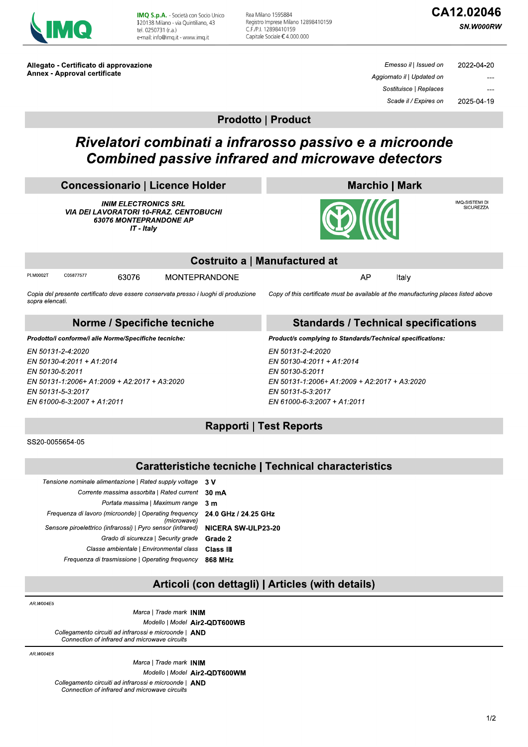IMQ S.p.A. - Società con Socio Unico
I-20138 Milano - via Quintiliano, 43
tel. 0250731 (r.a.)
e-mail: info@imq.it - www.imq.it

Rea Milano 1595884
Registro Imprese Milano 12898410159
C.F./P.I. 12898410159
Capitale Sociale € 4.000.000

# CA12.02046

**SN.W000RW**

**Allegato - Certificato di approvazione**
**Annex - Approval certificate**

| | |
|---|---|
| *Emesso il \| Issued on* | 2022-04-20 |
| *Aggiornato il \| Updated on* | --- |
| *Sostituisce \| Replaces* | --- |
| *Scade il / Expires on* | 2025-04-19 |

## Prodotto | Product

# *Rivelatori combinati a infrarosso passivo e a microonde*
# *Combined passive infrared and microwave detectors*

## Concessionario | Licence Holder

***INIM ELECTRONICS SRL***
***VIA DEI LAVORATORI 10-FRAZ. CENTOBUCHI***
***63076 MONTEPRANDONE AP***
***IT - Italy***

## Marchio | Mark

IMQ-SISTEMI DI SICUREZZA

## Costruito a | Manufactured at

| | | | | | |
|---|---|---|---|---|---|
| PI.M0002T | C05877577 | 63076 | MONTEPRANDONE | AP | Italy |

*Copia del presente certificato deve essere conservata presso i luoghi di produzione sopra elencati.*

*Copy of this certificate must be available at the manufacturing places listed above*

## Norme / Specifiche tecniche

***Prodotto/i conforme/i alle Norme/Specifiche tecniche:***

*EN 50131-2-4:2020*
*EN 50130-4:2011 + A1:2014*
*EN 50130-5:2011*
*EN 50131-1:2006+ A1:2009 + A2:2017 + A3:2020*
*EN 50131-5-3:2017*
*EN 61000-6-3:2007 + A1:2011*

## Standards / Technical specifications

***Product/s complying to Standards/Technical specifications:***

*EN 50131-2-4:2020*
*EN 50130-4:2011 + A1:2014*
*EN 50130-5:2011*
*EN 50131-1:2006+ A1:2009 + A2:2017 + A3:2020*
*EN 50131-5-3:2017*
*EN 61000-6-3:2007 + A1:2011*

## Rapporti | Test Reports

SS20-0055654-05

## Caratteristiche tecniche | Technical characteristics

| | |
|---|---|
| *Tensione nominale alimentazione \| Rated supply voltage* | **3 V** |
| *Corrente massima assorbita \| Rated current* | **30 mA** |
| *Portata massima \| Maximum range* | **3 m** |
| *Frequenza di lavoro (microonde) \| Operating frequency (microwave)* | **24.0 GHz / 24.25 GHz** |
| *Sensore piroelettrico (infrarossi) \| Pyro sensor (infrared)* | **NICERA SW-ULP23-20** |
| *Grado di sicurezza \| Security grade* | **Grade 2** |
| *Classe ambientale \| Environmental class* | **Class III** |
| *Frequenza di trasmissione \| Operating frequency* | **868 MHz** |

## Articoli (con dettagli) | Articles (with details)

*AR.W004E5*

| | |
|---|---|
| *Marca \| Trade mark* | **INIM** |
| *Modello \| Model* | **Air2-QDT600WB** |
| *Collegamento circuiti ad infrarossi e microonde \| Connection of infrared and microwave circuits* | **AND** |

*AR.W004E6*

| | |
|---|---|
| *Marca \| Trade mark* | **INIM** |
| *Modello \| Model* | **Air2-QDT600WM** |
| *Collegamento circuiti ad infrarossi e microonde \| Connection of infrared and microwave circuits* | **AND** |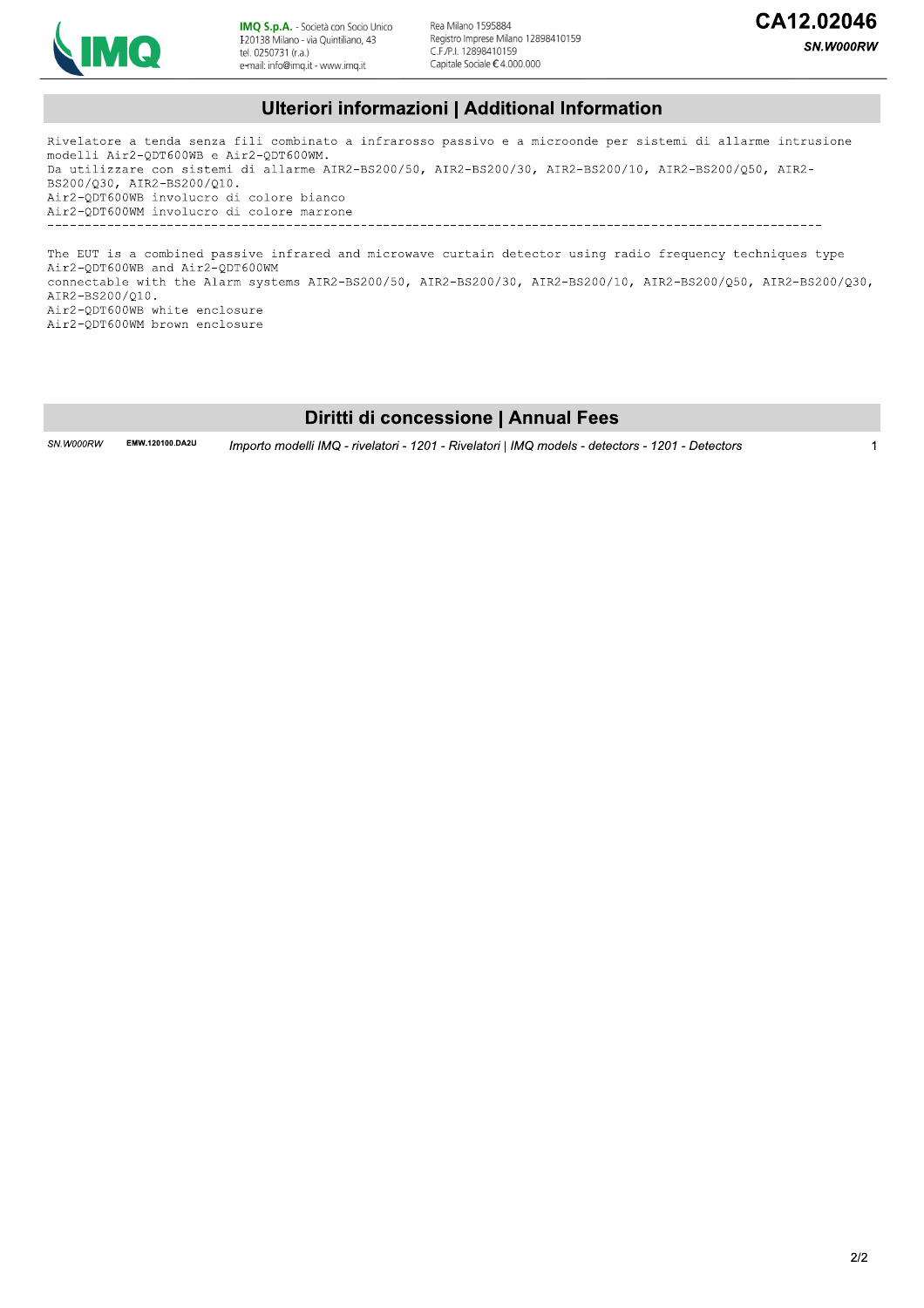## Ulteriori informazioni | Additional Information

Rivelatore a tenda senza fili combinato a infrarosso passivo e a microonde per sistemi di allarme intrusione modelli Air2-QDT600WB e Air2-QDT600WM.
Da utilizzare con sistemi di allarme AIR2-BS200/50, AIR2-BS200/30, AIR2-BS200/10, AIR2-BS200/Q50, AIR2-BS200/Q30, AIR2-BS200/Q10.
Air2-QDT600WB involucro di colore bianco
Air2-QDT600WM involucro di colore marrone

---

The EUT is a combined passive infrared and microwave curtain detector using radio frequency techniques type Air2-QDT600WB and Air2-QDT600WM
connectable with the Alarm systems AIR2-BS200/50, AIR2-BS200/30, AIR2-BS200/10, AIR2-BS200/Q50, AIR2-BS200/Q30, AIR2-BS200/Q10.
Air2-QDT600WB white enclosure
Air2-QDT600WM brown enclosure

## Diritti di concessione | Annual Fees

| | | | |
|---|---|---|---|
| *SN.W000RW* | **EMW.120100.DA2U** | *Importo modelli IMQ - rivelatori - 1201 - Rivelatori \| IMQ models - detectors - 1201 - Detectors* | 1 |